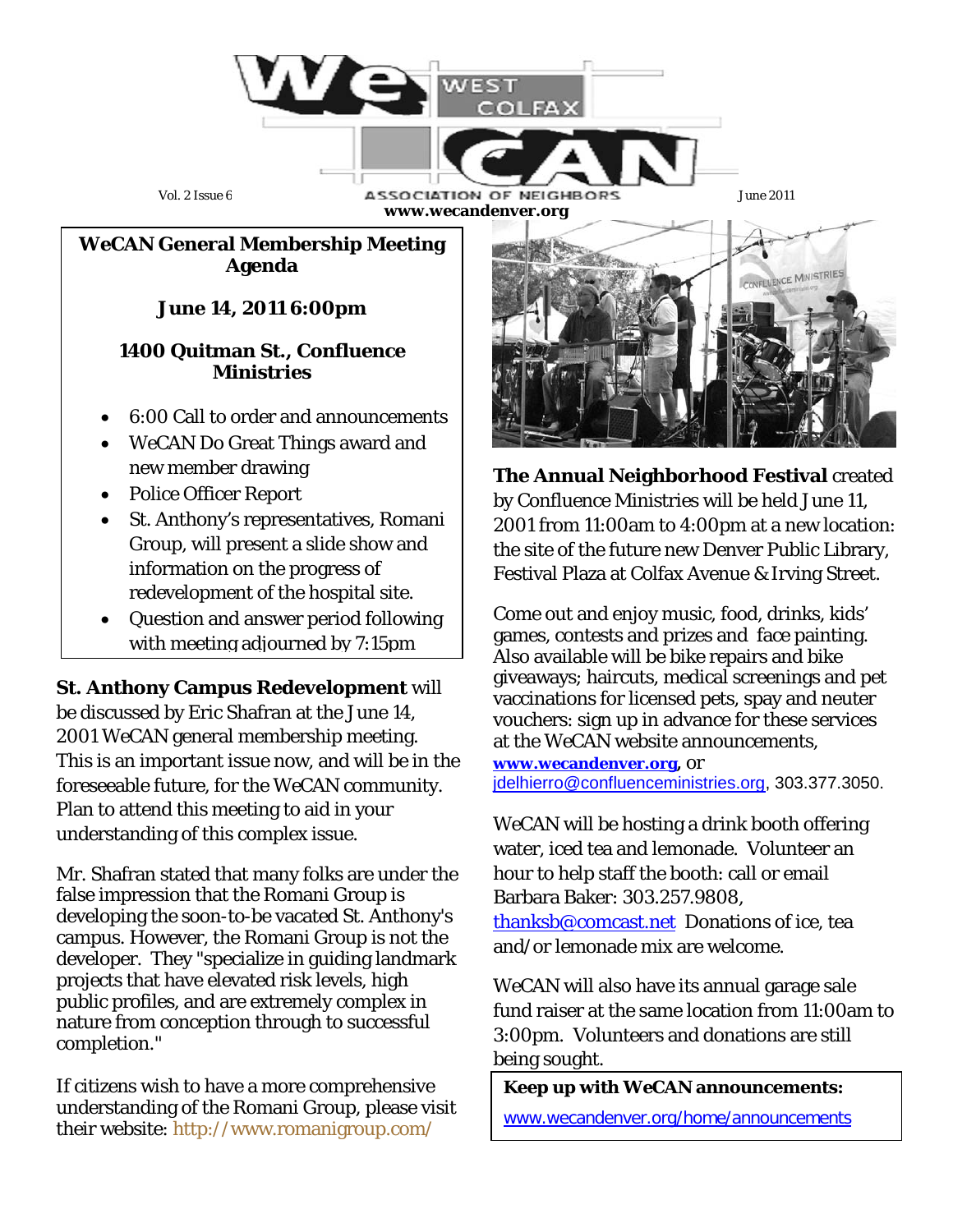# WeCAN West Colfax Association of Neighbors

Vol. 2 Issue 6 — June 2011

**www.wecandenver.org**

## WeCAN General Membership Meeting Agenda

**June 14, 2011 6:00pm**

**1400 Quitman St., Confluence Ministries**

- 6:00 Call to order and announcements
- WeCAN Do Great Things award and new member drawing
- Police Officer Report
- St. Anthony's representatives, Romani Group, will present a slide show and information on the progress of redevelopment of the hospital site.
- Question and answer period following with meeting adjourned by 7:15pm

**St. Anthony Campus Redevelopment** will be discussed by Eric Shafran at the June 14, 2001 WeCAN general membership meeting. This is an important issue now, and will be in the foreseeable future, for the WeCAN community. Plan to attend this meeting to aid in your understanding of this complex issue.

Mr. Shafran stated that many folks are under the false impression that the Romani Group is developing the soon-to-be vacated St. Anthony's campus. However, the Romani Group is not the developer. They "specialize in guiding landmark projects that have elevated risk levels, high public profiles, and are extremely complex in nature from conception through to successful completion."

If citizens wish to have a more comprehensive understanding of the Romani Group, please visit their website: http://www.romanigroup.com/

**The Annual Neighborhood Festival** created by Confluence Ministries will be held June 11, 2001 from 11:00am to 4:00pm at a new location: the site of the future new Denver Public Library, Festival Plaza at Colfax Avenue & Irving Street.

Come out and enjoy music, food, drinks, kids' games, contests and prizes and face painting. Also available will be bike repairs and bike giveaways; haircuts, medical screenings and pet vaccinations for licensed pets, spay and neuter vouchers: sign up in advance for these services at the WeCAN website announcements, **www.wecandenver.org**, or jdelhierro@confluenceministries.org, 303.377.3050.

WeCAN will be hosting a drink booth offering water, iced tea and lemonade. Volunteer an hour to help staff the booth: call or email Barbara Baker: 303.257.9808, thanksb@comcast.net Donations of ice, tea and/or lemonade mix are welcome.

WeCAN will also have its annual garage sale fund raiser at the same location from 11:00am to 3:00pm. Volunteers and donations are still being sought.

**Keep up with WeCAN announcements:**

www.wecandenver.org/home/announcements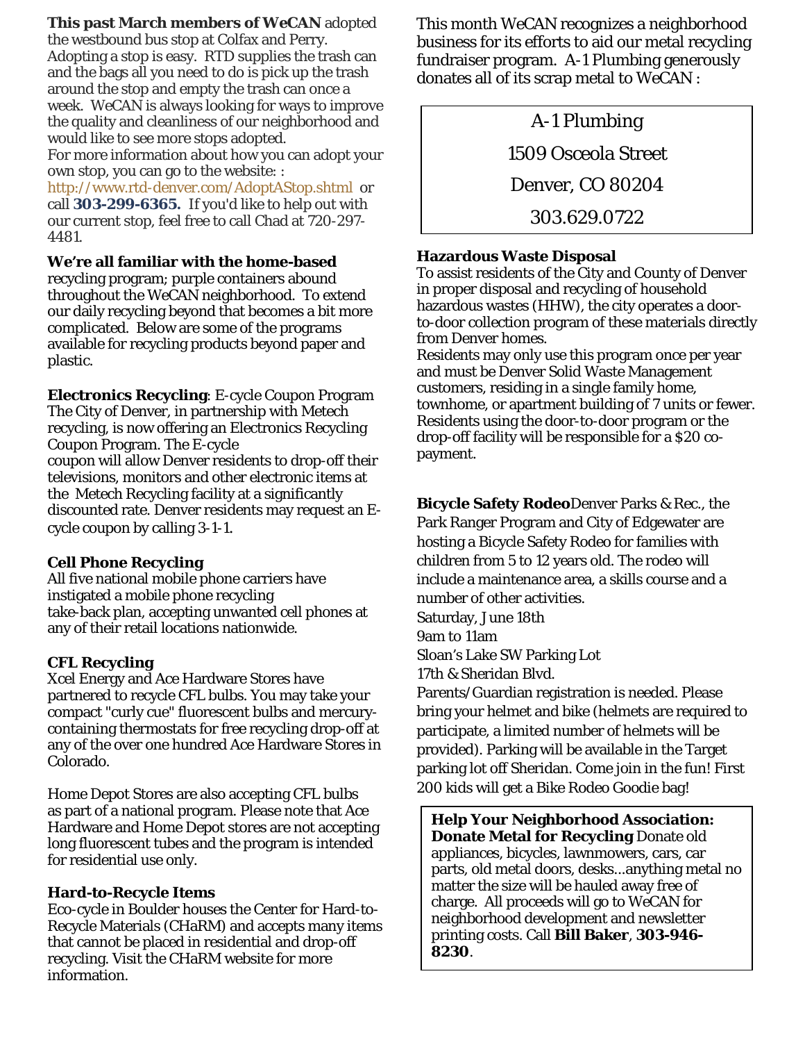**This past March members of WeCAN** adopted the westbound bus stop at Colfax and Perry. Adopting a stop is easy. RTD supplies the trash can and the bags all you need to do is pick up the trash around the stop and empty the trash can once a week. WeCAN is always looking for ways to improve the quality and cleanliness of our neighborhood and would like to see more stops adopted.

For more information about how you can adopt your own stop, you can go to the website: : http://www.rtd-denver.com/AdoptAStop.shtml or call **303-299-6365.** If you'd like to help out with our current stop, feel free to call Chad at 720-297-4481.

**We're all familiar with the home-based** recycling program; purple containers abound throughout the WeCAN neighborhood. To extend our daily recycling beyond that becomes a bit more complicated. Below are some of the programs available for recycling products beyond paper and plastic.

**Electronics Recycling**: E-cycle Coupon Program The City of Denver, in partnership with Metech recycling, is now offering an Electronics Recycling Coupon Program. The E-cycle coupon will allow Denver residents to drop-off their televisions, monitors and other electronic items at the Metech Recycling facility at a significantly discounted rate. Denver residents may request an E-cycle coupon by calling 3-1-1.

**Cell Phone Recycling**

All five national mobile phone carriers have instigated a mobile phone recycling take-back plan, accepting unwanted cell phones at any of their retail locations nationwide.

**CFL Recycling**

Xcel Energy and Ace Hardware Stores have partnered to recycle CFL bulbs. You may take your compact "curly cue" fluorescent bulbs and mercury-containing thermostats for free recycling drop-off at any of the over one hundred Ace Hardware Stores in Colorado.

Home Depot Stores are also accepting CFL bulbs as part of a national program. Please note that Ace Hardware and Home Depot stores are not accepting long fluorescent tubes and the program is intended for residential use only.

**Hard-to-Recycle Items**

Eco-cycle in Boulder houses the Center for Hard-to-Recycle Materials (CHaRM) and accepts many items that cannot be placed in residential and drop-off recycling. Visit the CHaRM website for more information.

This month WeCAN recognizes a neighborhood business for its efforts to aid our metal recycling fundraiser program. A-1 Plumbing generously donates all of its scrap metal to WeCAN :

A-1 Plumbing
1509 Osceola Street
Denver, CO 80204
303.629.0722

**Hazardous Waste Disposal**

To assist residents of the City and County of Denver in proper disposal and recycling of household hazardous wastes (HHW), the city operates a door-to-door collection program of these materials directly from Denver homes.

Residents may only use this program once per year and must be Denver Solid Waste Management customers, residing in a single family home, townhome, or apartment building of 7 units or fewer. Residents using the door-to-door program or the drop-off facility will be responsible for a $20 co-payment.

**Bicycle Safety Rodeo** Denver Parks & Rec., the Park Ranger Program and City of Edgewater are hosting a Bicycle Safety Rodeo for families with children from 5 to 12 years old. The rodeo will include a maintenance area, a skills course and a number of other activities.

Saturday, June 18th
9am to 11am
Sloan's Lake SW Parking Lot
17th & Sheridan Blvd.

Parents/Guardian registration is needed. Please bring your helmet and bike (helmets are required to participate, a limited number of helmets will be provided). Parking will be available in the Target parking lot off Sheridan. Come join in the fun! First 200 kids will get a Bike Rodeo Goodie bag!

**Help Your Neighborhood Association: Donate Metal for Recycling** Donate old appliances, bicycles, lawnmowers, cars, car parts, old metal doors, desks...anything metal no matter the size will be hauled away free of charge. All proceeds will go to WeCAN for neighborhood development and newsletter printing costs. Call **Bill Baker**, **303-946-8230**.